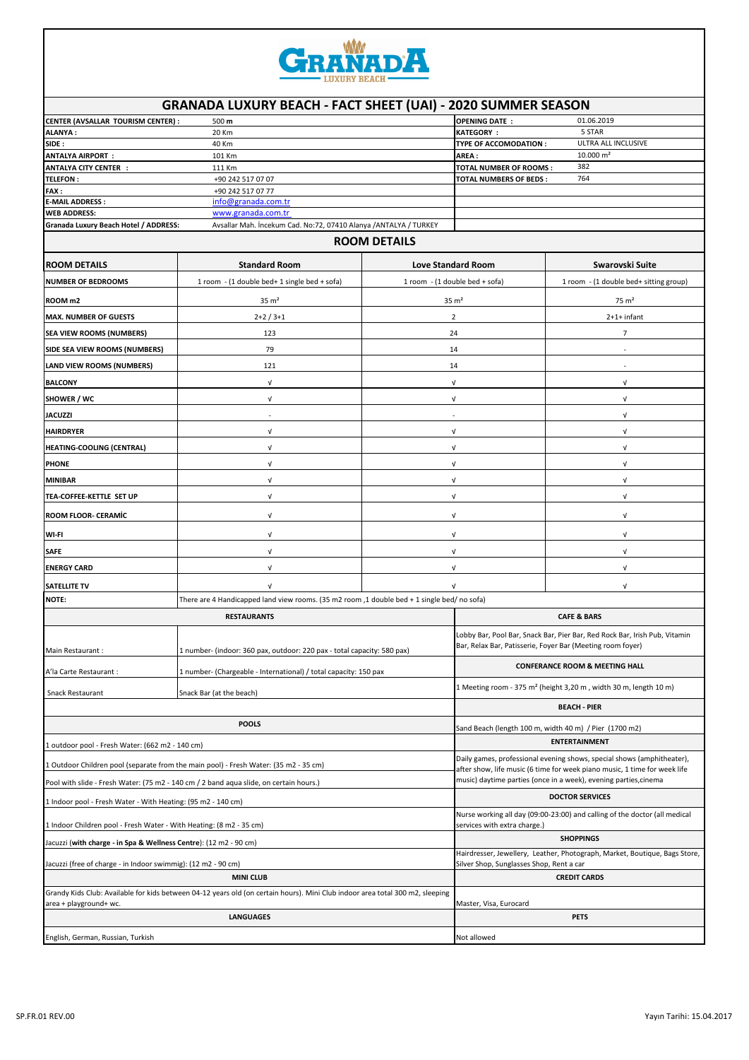# GRANADA LUXURY BEACH

## GRANADA LUXURY BEACH - FACT SHEET (UAI) - 2020 SUMMER SEASON

| | | | |
|---|---|---|---|
| **CENTER (AVSALLAR TOURISM CENTER) :** | 500 **m** | **OPENING DATE :** | 01.06.2019 |
| **ALANYA :** | 20 Km | **KATEGORY :** | 5 STAR |
| **SIDE :** | 40 Km | **TYPE OF ACCOMODATION :** | ULTRA ALL INCLUSIVE |
| **ANTALYA AIRPORT :** | 101 Km | **AREA :** | 10.000 m² |
| **ANTALYA CITY CENTER :** | 111 Km | **TOTAL NUMBER OF ROOMS :** | 382 |
| **TELEFON :** | +90 242 517 07 07 | **TOTAL NUMBERS OF BEDS :** | 764 |
| **FAX :** | +90 242 517 07 77 | | |
| **E-MAIL ADDRESS :** | info@granada.com.tr | | |
| **WEB ADDRESS:** | www.granada.com.tr | | |
| **Granada Luxury Beach Hotel / ADDRESS:** | Avsallar Mah. İncekum Cad. No:72, 07410 Alanya /ANTALYA / TURKEY | | |

## ROOM DETAILS

| **ROOM DETAILS** | **Standard Room** | **Love Standard Room** | **Swarovski Suite** |
|---|---|---|---|
| **NUMBER OF BEDROOMS** | 1 room - (1 double bed+ 1 single bed + sofa) | 1 room - (1 double bed + sofa) | 1 room - (1 double bed+ sitting group) |
| **ROOM m2** | 35 m² | 35 m² | 75 m² |
| **MAX. NUMBER OF GUESTS** | 2+2 / 3+1 | 2 | 2+1+ infant |
| **SEA VIEW ROOMS (NUMBERS)** | 123 | 24 | 7 |
| **SIDE SEA VIEW ROOMS (NUMBERS)** | 79 | 14 | - |
| **LAND VIEW ROOMS (NUMBERS)** | 121 | 14 | - |
| **BALCONY** | √ | √ | √ |
| **SHOWER / WC** | √ | √ | √ |
| **JACUZZI** | - | - | √ |
| **HAIRDRYER** | √ | √ | √ |
| **HEATING-COOLING (CENTRAL)** | √ | √ | √ |
| **PHONE** | √ | √ | √ |
| **MINIBAR** | √ | √ | √ |
| **TEA-COFFEE-KETTLE SET UP** | √ | √ | √ |
| **ROOM FLOOR- CERAMİC** | √ | √ | √ |
| **WI-FI** | √ | √ | √ |
| **SAFE** | √ | √ | √ |
| **ENERGY CARD** | √ | √ | √ |
| **SATELLITE TV** | √ | √ | √ |
| **NOTE:** | There are 4 Handicapped land view rooms. (35 m2 room ,1 double bed + 1 single bed/ no sofa) | | |

| **RESTAURANTS** | |
|---|---|
| Main Restaurant : | 1 number- (indoor: 360 pax, outdoor: 220 pax - total capacity: 580 pax) |
| A'la Carte Restaurant : | 1 number- (Chargeable - International) / total capacity: 150 pax |
| Snack Restaurant | Snack Bar (at the beach) |

| **POOLS** |
|---|
| 1 outdoor pool - Fresh Water: (662 m2 - 140 cm) |
| 1 Outdoor Children pool (separate from the main pool) - Fresh Water: (35 m2 - 35 cm) |
| Pool with slide - Fresh Water: (75 m2 - 140 cm / 2 band aqua slide, on certain hours.) |
| 1 Indoor pool - Fresh Water - With Heating: (95 m2 - 140 cm) |
| 1 Indoor Children pool - Fresh Water - With Heating: (8 m2 - 35 cm) |
| Jacuzzi (**with charge - in Spa & Wellness Centre**): (12 m2 - 90 cm) |
| Jacuzzi (free of charge - in Indoor swimmig): (12 m2 - 90 cm) |

| **MINI CLUB** |
|---|
| Grandy Kids Club: Available for kids between 04-12 years old (on certain hours). Mini Club indoor area total 300 m2, sleeping area + playground+ wc. |

| **LANGUAGES** |
|---|
| English, German, Russian, Turkish |

| **CAFE & BARS** |
|---|
| Lobby Bar, Pool Bar, Snack Bar, Pier Bar, Red Rock Bar, Irish Pub, Vitamin Bar, Relax Bar, Patisserie, Foyer Bar (Meeting room foyer) |

| **CONFERANCE ROOM & MEETING HALL** |
|---|
| 1 Meeting room - 375 m² (height 3,20 m , width 30 m, length 10 m) |

| **BEACH - PIER** |
|---|
| Sand Beach (length 100 m, width 40 m) / Pier (1700 m2) |

| **ENTERTAINMENT** |
|---|
| Daily games, professional evening shows, special shows (amphitheater), after show, life music (6 time for week piano music, 1 time for week life music) daytime parties (once in a week), evening parties,cinema |

| **DOCTOR SERVICES** |
|---|
| Nurse working all day (09:00-23:00) and calling of the doctor (all medical services with extra charge.) |

| **SHOPPINGS** |
|---|
| Hairdresser, Jewellery, Leather, Photograph, Market, Boutique, Bags Store, Silver Shop, Sunglasses Shop, Rent a car |

| **CREDIT CARDS** |
|---|
| Master, Visa, Eurocard |

| **PETS** |
|---|
| Not allowed |

SP.FR.01 REV.00 — Yayın Tarihi: 15.04.2017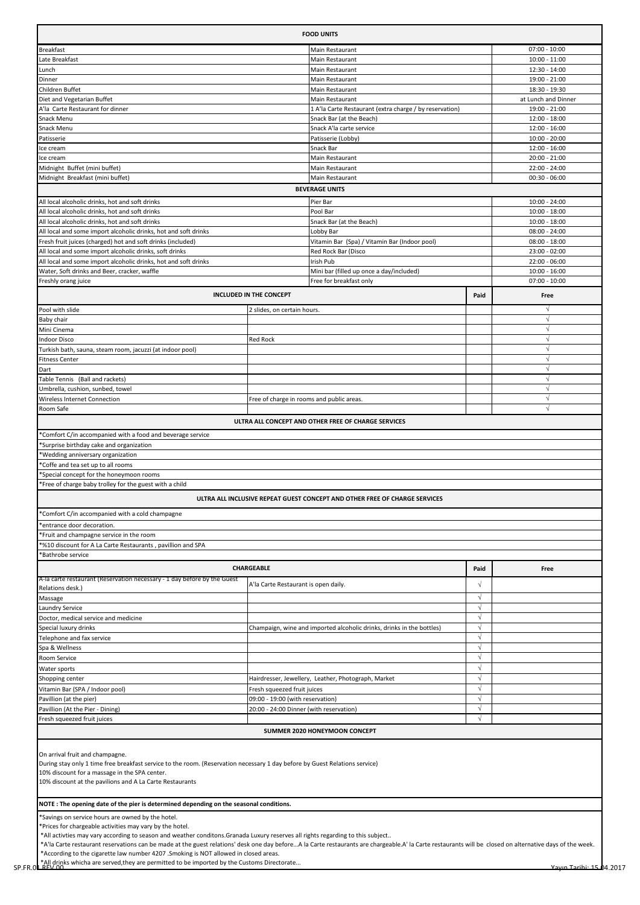## FOOD UNITS

| | | |
|---|---|---|
| Breakfast | Main Restaurant | 07:00 - 10:00 |
| Late Breakfast | Main Restaurant | 10:00 - 11:00 |
| Lunch | Main Restaurant | 12:30 - 14:00 |
| Dinner | Main Restaurant | 19:00 - 21:00 |
| Children Buffet | Main Restaurant | 18:30 - 19:30 |
| Diet and Vegetarian Buffet | Main Restaurant | at Lunch and Dinner |
| A'la Carte Restaurant for dinner | 1 A'la Carte Restaurant (extra charge / by reservation) | 19:00 - 21:00 |
| Snack Menu | Snack Bar (at the Beach) | 12:00 - 18:00 |
| Snack Menu | Snack A'la carte service | 12:00 - 16:00 |
| Patisserie | Patisserie (Lobby) | 10:00 - 20:00 |
| Ice cream | Snack Bar | 12:00 - 16:00 |
| Ice cream | Main Restaurant | 20:00 - 21:00 |
| Midnight Buffet (mini buffet) | Main Restaurant | 22:00 - 24:00 |
| Midnight Breakfast (mini buffet) | Main Restaurant | 00:30 - 06:00 |

## BEVERAGE UNITS

| | | |
|---|---|---|
| All local alcoholic drinks, hot and soft drinks | Pier Bar | 10:00 - 24:00 |
| All local alcoholic drinks, hot and soft drinks | Pool Bar | 10:00 - 18:00 |
| All local alcoholic drinks, hot and soft drinks | Snack Bar (at the Beach) | 10:00 - 18:00 |
| All local and some import alcoholic drinks, hot and soft drinks | Lobby Bar | 08:00 - 24:00 |
| Fresh fruit juices (charged) hot and soft drinks (included) | Vitamin Bar (Spa) / Vitamin Bar (Indoor pool) | 08:00 - 18:00 |
| All local and some import alcoholic drinks, soft drinks | Red Rock Bar (Disco | 23:00 - 02:00 |
| All local and some import alcoholic drinks, hot and soft drinks | Irish Pub | 22:00 - 06:00 |
| Water, Soft drinks and Beer, cracker, waffle | Mini bar (filled up once a day/included) | 10:00 - 16:00 |
| Freshly orang juice | Free for breakfast only | 07:00 - 10:00 |

| INCLUDED IN THE CONCEPT | | Paid | Free |
|---|---|---|---|
| Pool with slide | 2 slides, on certain hours. | | √ |
| Baby chair | | | √ |
| Mini Cinema | | | √ |
| Indoor Disco | Red Rock | | √ |
| Turkish bath, sauna, steam room, jacuzzi (at indoor pool) | | | √ |
| Fitness Center | | | √ |
| Dart | | | √ |
| Table Tennis (Ball and rackets) | | | √ |
| Umbrella, cushion, sunbed, towel | | | √ |
| Wireless Internet Connection | Free of charge in rooms and public areas. | | √ |
| Room Safe | | | √ |

## ULTRA ALL CONCEPT AND OTHER FREE OF CHARGE SERVICES

*Comfort C/in accompanied with a food and beverage service
*Surprise birthday cake and organization
*Wedding anniversary organization
*Coffe and tea set up to all rooms
*Special concept for the honeymoon rooms
*Free of charge baby trolley for the guest with a child

## ULTRA ALL INCLUSIVE REPEAT GUEST CONCEPT AND OTHER FREE OF CHARGE SERVICES

*Comfort C/in accompanied with a cold champagne
*entrance door decoration.
*Fruit and champagne service in the room
*%10 discount for A La Carte Restaurants , pavillion and SPA
*Bathrobe service

| CHARGEABLE | | Paid | Free |
|---|---|---|---|
| A-la carte restaurant (Reservation necessary - 1 day before by the Guest Relations desk.) | A'la Carte Restaurant is open daily. | √ | |
| Massage | | √ | |
| Laundry Service | | √ | |
| Doctor, medical service and medicine | | √ | |
| Special luxury drinks | Champaign, wine and imported alcoholic drinks, drinks in the bottles) | √ | |
| Telephone and fax service | | √ | |
| Spa & Wellness | | √ | |
| Room Service | | √ | |
| Water sports | | √ | |
| Shopping center | Hairdresser, Jewellery, Leather, Photograph, Market | √ | |
| Vitamin Bar (SPA / Indoor pool) | Fresh squeezed fruit juices | √ | |
| Pavillion (at the pier) | 09:00 - 19:00 (with reservation) | √ | |
| Pavillion (At the Pier - Dining) | 20:00 - 24:00 Dinner (with reservation) | √ | |
| Fresh squeezed fruit juices | | √ | |

## SUMMER 2020 HONEYMOON CONCEPT

On arrival fruit and champagne.
During stay only 1 time free breakfast service to the room. (Reservation necessary 1 day before by Guest Relations service)
10% discount for a massage in the SPA center.
10% discount at the pavilions and A La Carte Restaurants

**NOTE : The opening date of the pier is determined depending on the seasonal conditions.**

*Savings on service hours are owned by the hotel.
*Prices for chargeable activities may vary by the hotel.
*All actvties may vary according to season and weather conditons.Granada Luxury reserves all rights regarding to this subject..
*A'la Carte restaurant reservations can be made at the guest relations' desk one day before...A la Carte restaurants are chargeable.A' la Carte restaurants will be closed on alternative days of the week.
*According to the cigarette law number 4207 .Smoking is NOT allowed in closed areas.
*All drinks whicha are served,they are permitted to be imported by the Customs Directorate...

SP.FR.01 REV.00 Yayın Tarihi: 15.04.2017